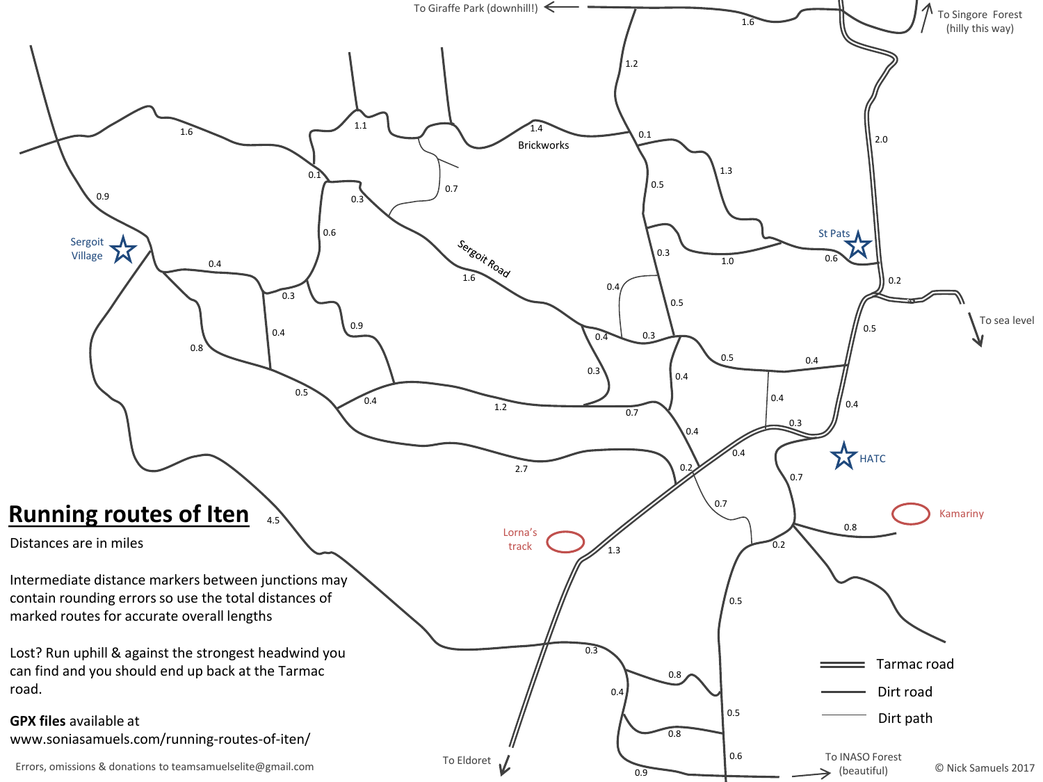# Running routes of Iten

Distances are in miles

Intermediate distance markers between junctions may contain rounding errors so use the total distances of marked routes for accurate overall lengths

Lost? Run uphill & against the strongest headwind you can find and you should end up back at the Tarmac road.

**GPX files** available at
www.soniasamuels.com/running-routes-of-iten/

Errors, omissions & donations to teamsamuelselite@gmail.com

To Giraffe Park (downhill!)

To Singore Forest (hilly this way)

To sea level

To Eldoret

To INASO Forest (beautiful)

Sergoit Village

St Pats

HATC

Kamariny

Lorna's track

Brickworks

Sergoit Road

Tarmac road

Dirt road

Dirt path

© Nick Samuels 2017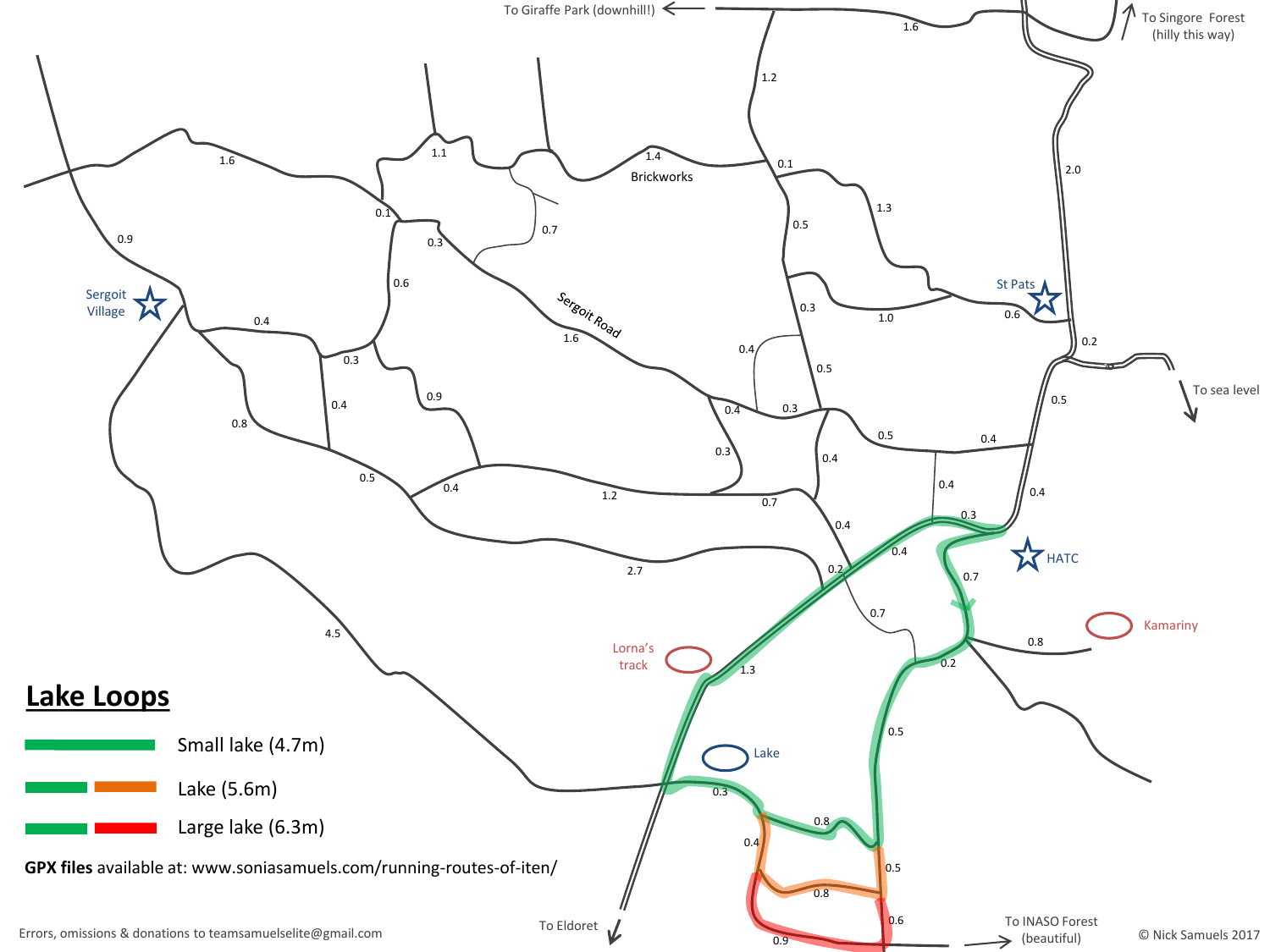## Lake Loops

- Small lake (4.7m)
- Lake (5.6m)
- Large lake (6.3m)

**GPX files** available at: www.soniasamuels.com/running-routes-of-iten/

To Giraffe Park (downhill!)

To Singore Forest (hilly this way)

To sea level

To Eldoret

To INASO Forest (beautiful)

Sergoit Village

St Pats

HATC

Kamariny

Lorna's track

Lake

Brickworks

Sergoit Road

Errors, omissions & donations to teamsamuelselite@gmail.com

© Nick Samuels 2017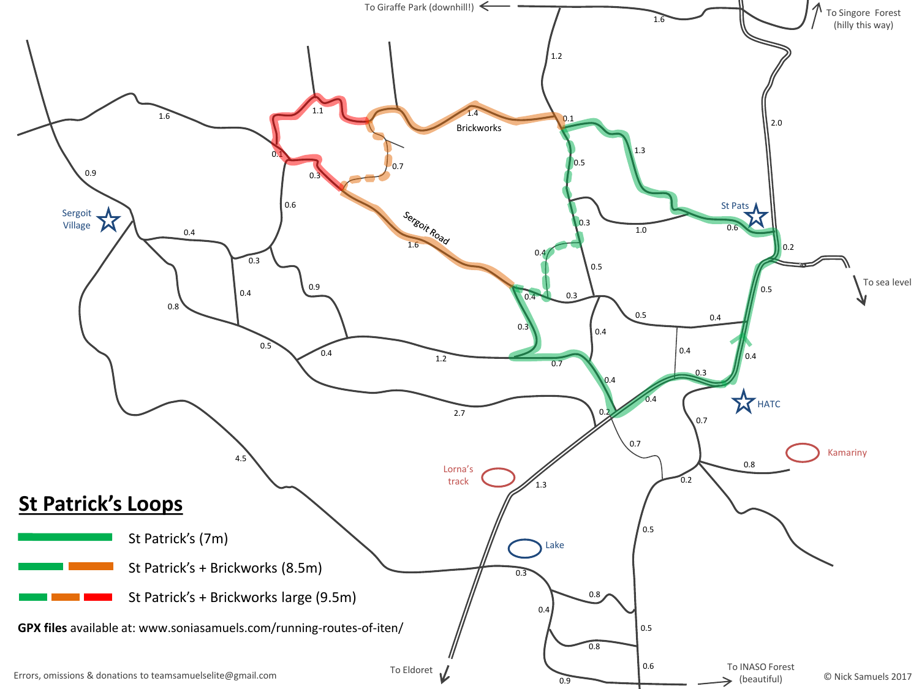## St Patrick's Loops

- St Patrick's (7m)
- St Patrick's + Brickworks (8.5m)
- St Patrick's + Brickworks large (9.5m)

**GPX files** available at: www.soniasamuels.com/running-routes-of-iten/

To Giraffe Park (downhill!)

To Singore Forest (hilly this way)

To sea level

To Eldoret

To INASO Forest (beautiful)

Sergoit Village

St Pats

HATC

Kamariny

Lorna's track

Lake

Brickworks

Sergoit Road

Errors, omissions & donations to teamsamuelselite@gmail.com

© Nick Samuels 2017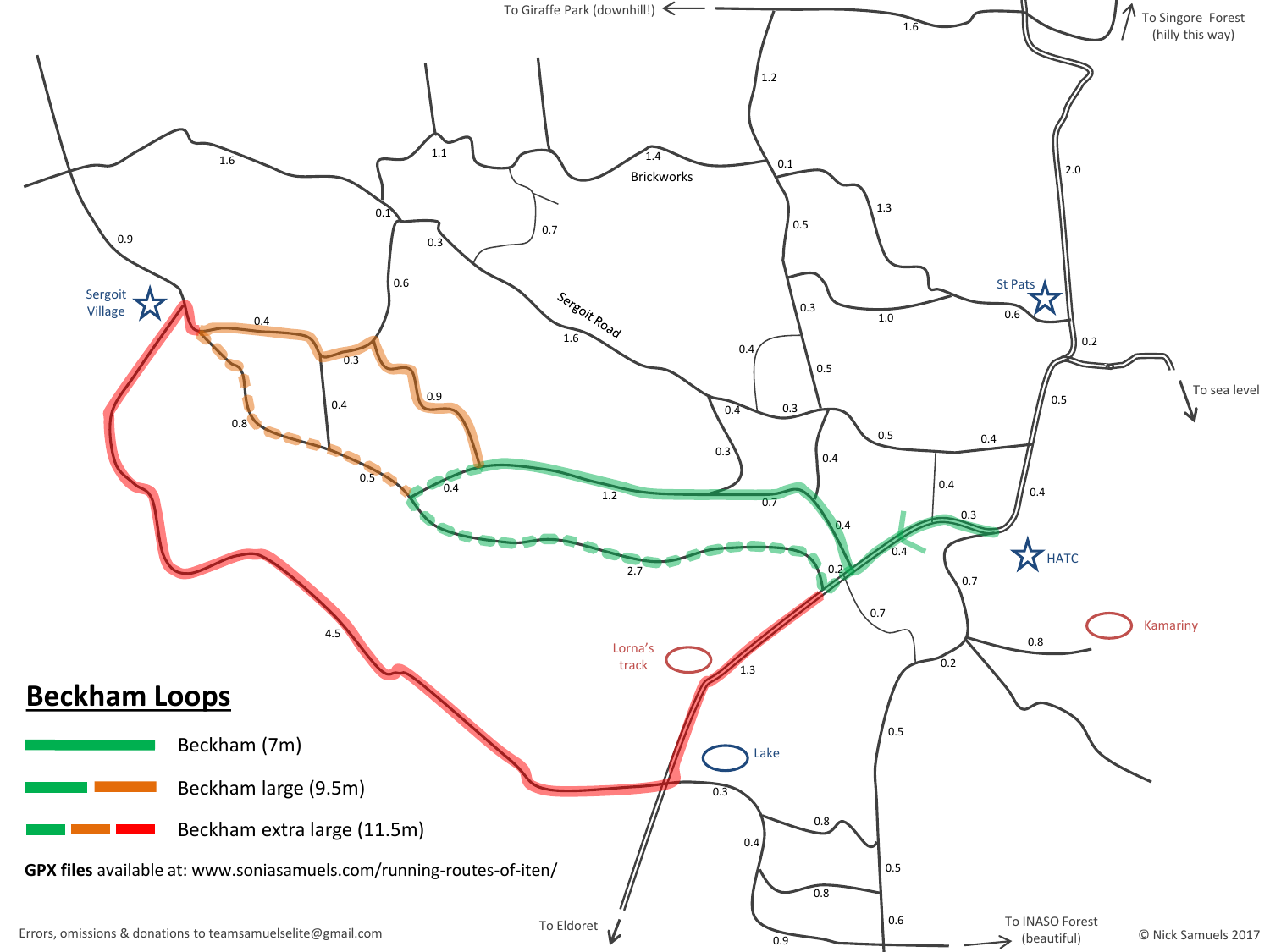## Beckham Loops

- Beckham (7m)
- Beckham large (9.5m)
- Beckham extra large (11.5m)

**GPX files** available at: www.soniasamuels.com/running-routes-of-iten/

Errors, omissions & donations to teamsamuelselite@gmail.com

© Nick Samuels 2017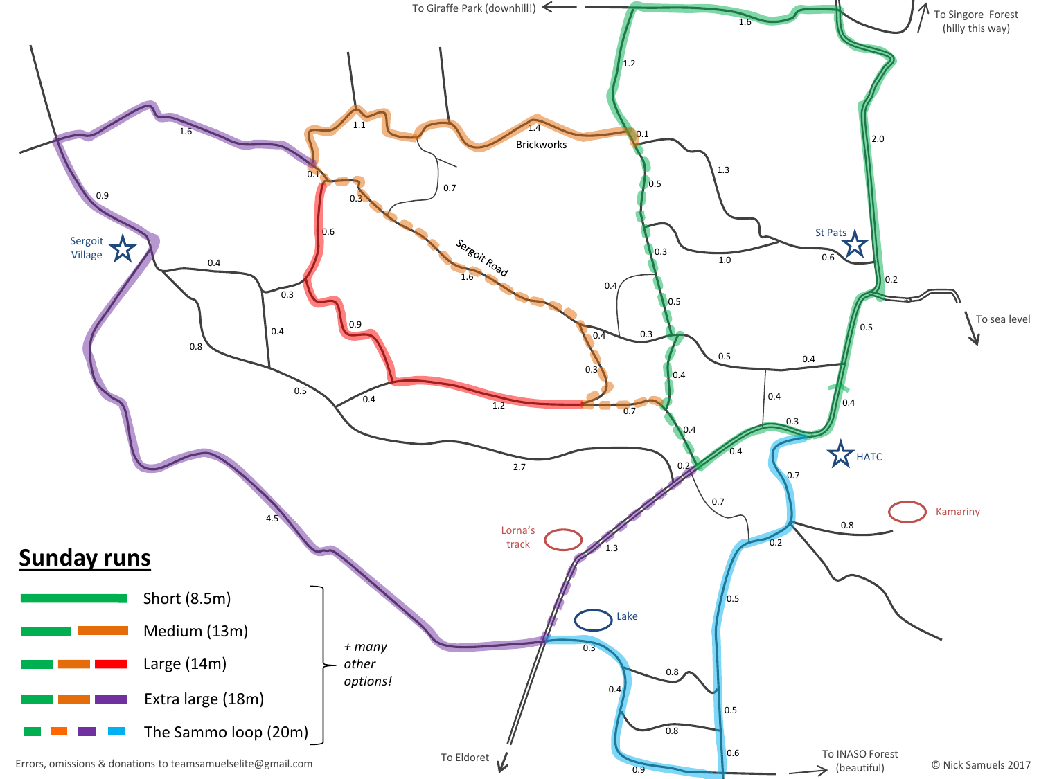## Sunday runs

- Short (8.5m)
- Medium (13m)
- Large (14m)
- Extra large (18m)
- The Sammo loop (20m)

*+ many other options!*

Errors, omissions & donations to teamsamuelselite@gmail.com

© Nick Samuels 2017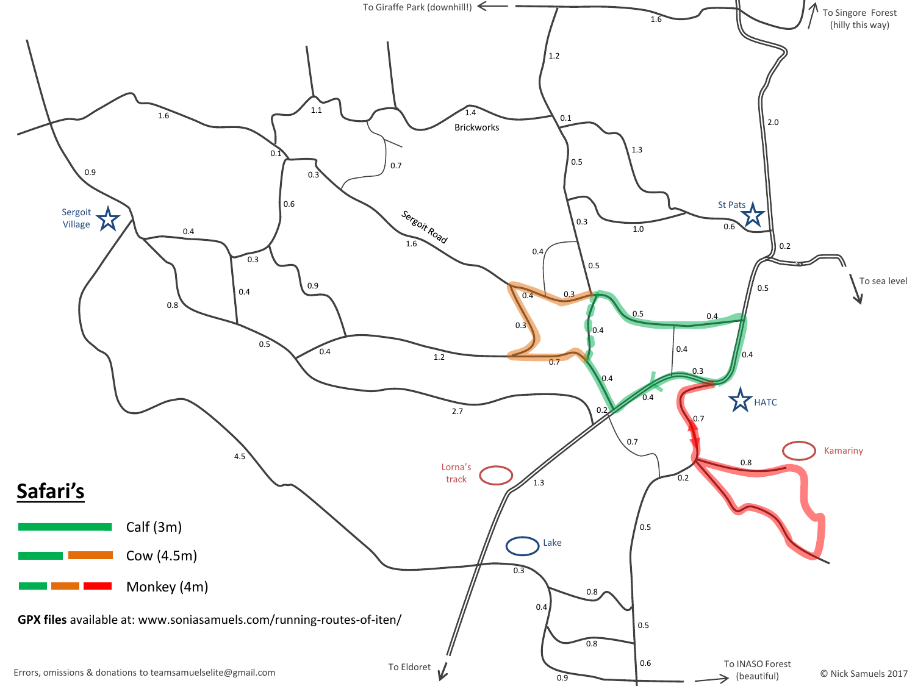## Safari's

- Calf (3m)
- Cow (4.5m)
- Monkey (4m)

**GPX files** available at: www.soniasamuels.com/running-routes-of-iten/

To Giraffe Park (downhill!)

To Singore Forest (hilly this way)

To sea level

To Eldoret

To INASO Forest (beautiful)

Brickworks

Sergoit Road

Sergoit Village

St Pats

HATC

Kamariny

Lorna's track

Lake

Errors, omissions & donations to teamsamuelselite@gmail.com

© Nick Samuels 2017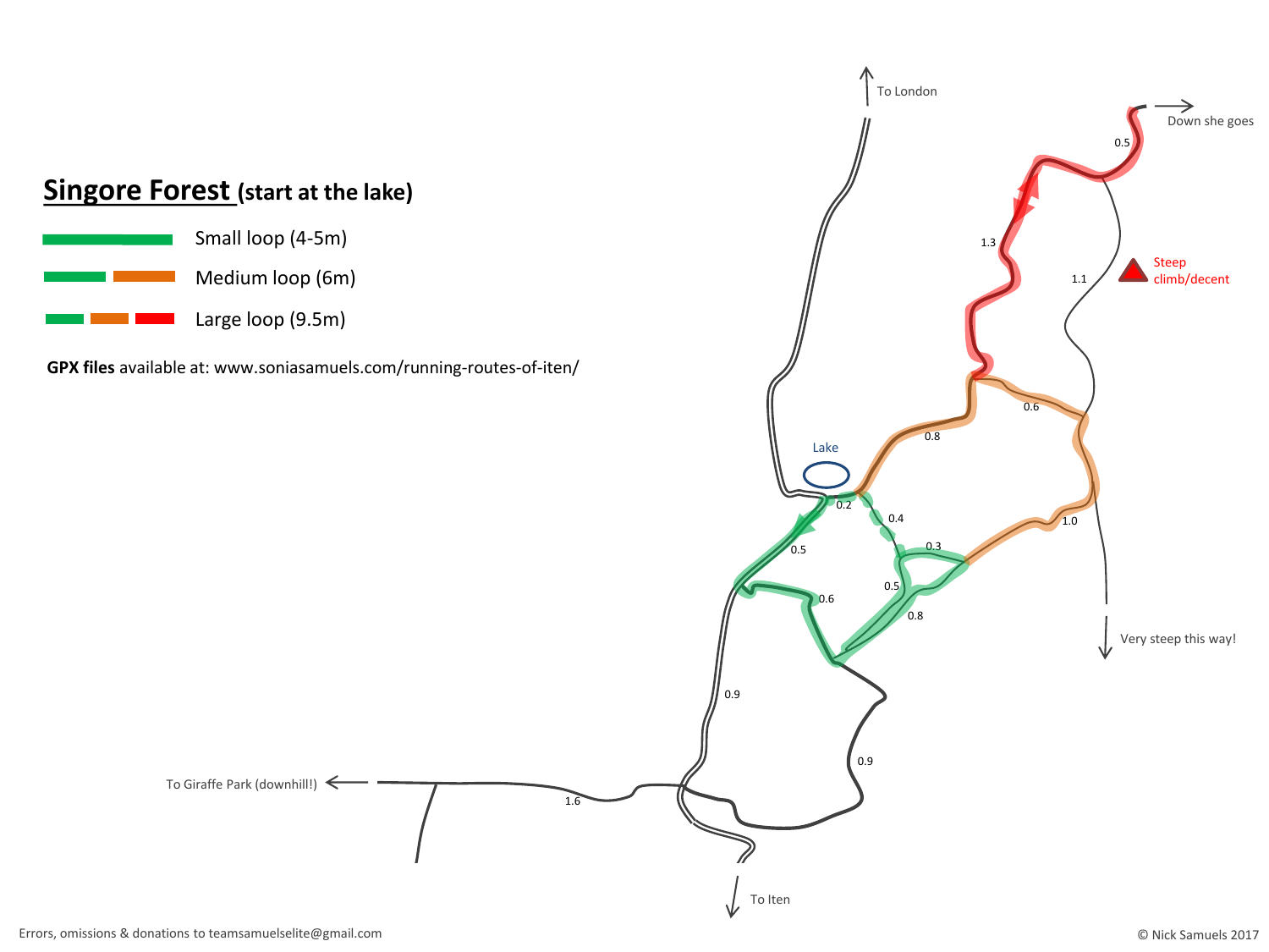# Singore Forest (start at the lake)

Small loop (4-5m)

Medium loop (6m)

Large loop (9.5m)

**GPX files** available at: www.soniasamuels.com/running-routes-of-iten/

To London

Down she goes

0.5

1.3

1.1

Steep climb/decent

0.6

0.8

Lake

0.2

0.4

0.3

1.0

0.5

0.5

0.6

0.8

Very steep this way!

0.9

0.9

To Giraffe Park (downhill!)

1.6

To Iten

Errors, omissions & donations to teamsamuelselite@gmail.com

© Nick Samuels 2017